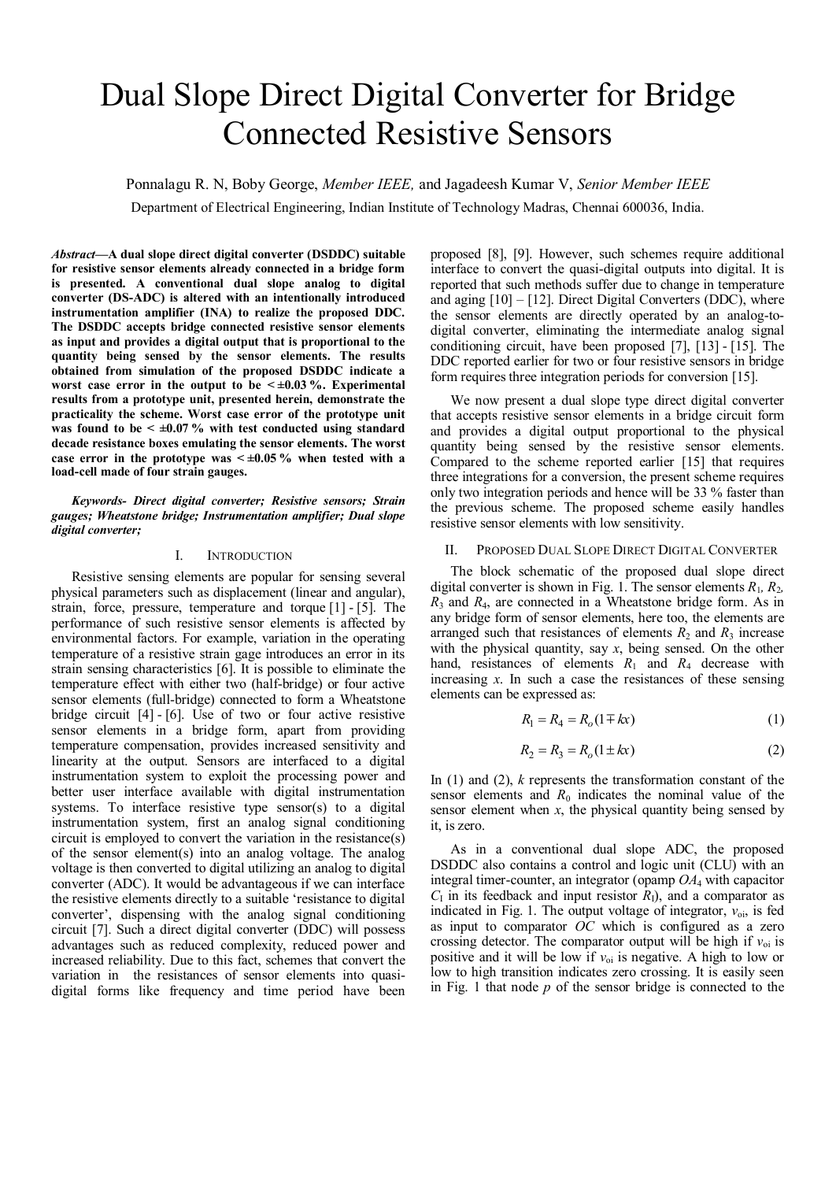# Dual Slope Direct Digital Converter for Bridge Connected Resistive Sensors

Ponnalagu R. N, Boby George, *Member IEEE,* and Jagadeesh Kumar V, *Senior Member IEEE*

Department of Electrical Engineering, Indian Institute of Technology Madras, Chennai 600036, India.

***Abstract*—A dual slope direct digital converter (DSDDC) suitable for resistive sensor elements already connected in a bridge form is presented. A conventional dual slope analog to digital converter (DS-ADC) is altered with an intentionally introduced instrumentation amplifier (INA) to realize the proposed DDC. The DSDDC accepts bridge connected resistive sensor elements as input and provides a digital output that is proportional to the quantity being sensed by the sensor elements. The results obtained from simulation of the proposed DSDDC indicate a worst case error in the output to be < ±0.03 %. Experimental results from a prototype unit, presented herein, demonstrate the practicality the scheme. Worst case error of the prototype unit was found to be < ±0.07 % with test conducted using standard decade resistance boxes emulating the sensor elements. The worst case error in the prototype was < ±0.05 % when tested with a load-cell made of four strain gauges.**

***Keywords- Direct digital converter; Resistive sensors; Strain gauges; Wheatstone bridge; Instrumentation amplifier; Dual slope digital converter;***

## I. Introduction

Resistive sensing elements are popular for sensing several physical parameters such as displacement (linear and angular), strain, force, pressure, temperature and torque [1] - [5]. The performance of such resistive sensor elements is affected by environmental factors. For example, variation in the operating temperature of a resistive strain gage introduces an error in its strain sensing characteristics [6]. It is possible to eliminate the temperature effect with either two (half-bridge) or four active sensor elements (full-bridge) connected to form a Wheatstone bridge circuit [4] - [6]. Use of two or four active resistive sensor elements in a bridge form, apart from providing temperature compensation, provides increased sensitivity and linearity at the output. Sensors are interfaced to a digital instrumentation system to exploit the processing power and better user interface available with digital instrumentation systems. To interface resistive type sensor(s) to a digital instrumentation system, first an analog signal conditioning circuit is employed to convert the variation in the resistance(s) of the sensor element(s) into an analog voltage. The analog voltage is then converted to digital utilizing an analog to digital converter (ADC). It would be advantageous if we can interface the resistive elements directly to a suitable 'resistance to digital converter', dispensing with the analog signal conditioning circuit [7]. Such a direct digital converter (DDC) will possess advantages such as reduced complexity, reduced power and increased reliability. Due to this fact, schemes that convert the variation in the resistances of sensor elements into quasi-digital forms like frequency and time period have been proposed [8], [9]. However, such schemes require additional interface to convert the quasi-digital outputs into digital. It is reported that such methods suffer due to change in temperature and aging [10] – [12]. Direct Digital Converters (DDC), where the sensor elements are directly operated by an analog-to-digital converter, eliminating the intermediate analog signal conditioning circuit, have been proposed [7], [13] - [15]. The DDC reported earlier for two or four resistive sensors in bridge form requires three integration periods for conversion [15].

We now present a dual slope type direct digital converter that accepts resistive sensor elements in a bridge circuit form and provides a digital output proportional to the physical quantity being sensed by the resistive sensor elements. Compared to the scheme reported earlier [15] that requires three integrations for a conversion, the present scheme requires only two integration periods and hence will be 33 % faster than the previous scheme. The proposed scheme easily handles resistive sensor elements with low sensitivity.

## II. Proposed Dual Slope Direct Digital Converter

The block schematic of the proposed dual slope direct digital converter is shown in Fig. 1. The sensor elements $R_1$, $R_2$, $R_3$ and $R_4$, are connected in a Wheatstone bridge form. As in any bridge form of sensor elements, here too, the elements are arranged such that resistances of elements $R_2$ and $R_3$ increase with the physical quantity, say $x$, being sensed. On the other hand, resistances of elements $R_1$ and $R_4$ decrease with increasing $x$. In such a case the resistances of these sensing elements can be expressed as:

$$R_1 = R_4 = R_o(1 \mp kx) \tag{1}$$

$$R_2 = R_3 = R_o(1 \pm kx) \tag{2}$$

In (1) and (2), $k$ represents the transformation constant of the sensor elements and $R_0$ indicates the nominal value of the sensor element when $x$, the physical quantity being sensed by it, is zero.

As in a conventional dual slope ADC, the proposed DSDDC also contains a control and logic unit (CLU) with an integral timer-counter, an integrator (opamp $OA_4$ with capacitor $C_I$ in its feedback and input resistor $R_I$), and a comparator as indicated in Fig. 1. The output voltage of integrator, $v_{oi}$, is fed as input to comparator $OC$ which is configured as a zero crossing detector. The comparator output will be high if $v_{oi}$ is positive and it will be low if $v_{oi}$ is negative. A high to low or low to high transition indicates zero crossing. It is easily seen in Fig. 1 that node $p$ of the sensor bridge is connected to the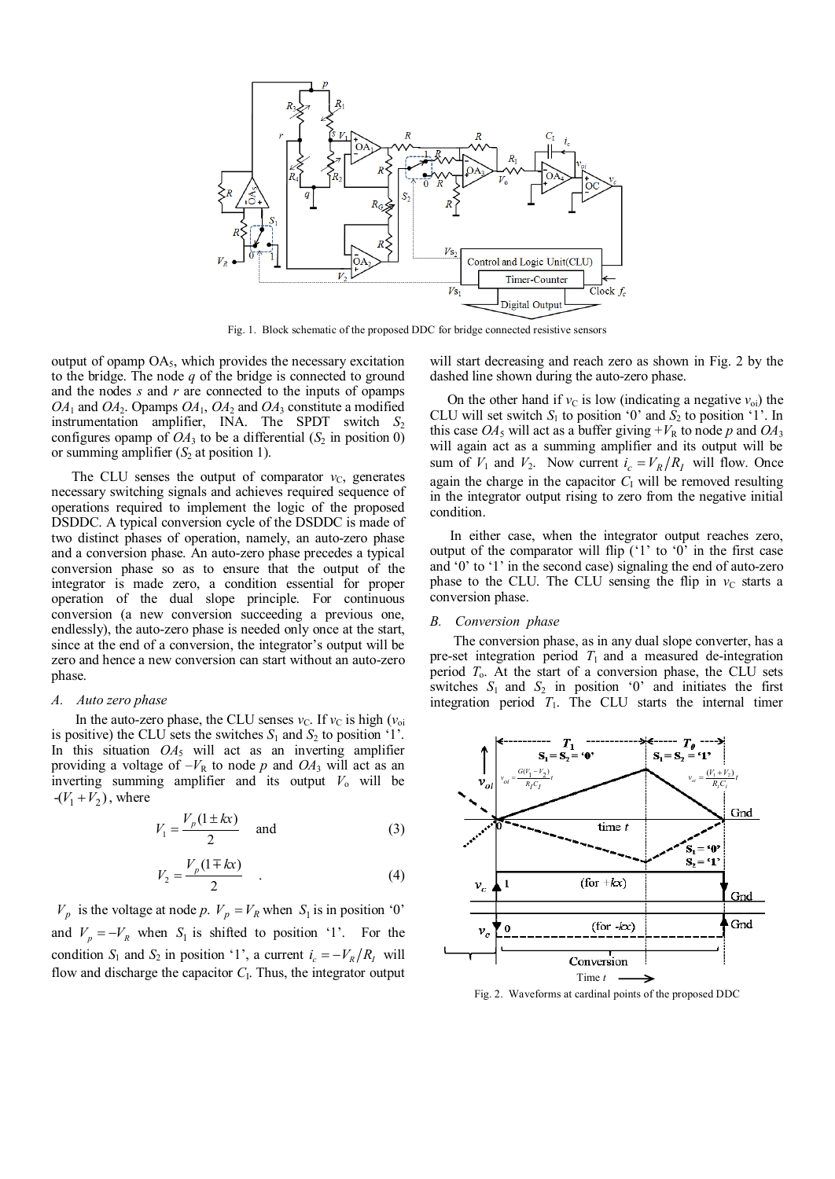Fig. 1. Block schematic of the proposed DDC for bridge connected resistive sensors

output of opamp $OA_5$, which provides the necessary excitation to the bridge. The node $q$ of the bridge is connected to ground and the nodes $s$ and $r$ are connected to the inputs of opamps $OA_1$ and $OA_2$. Opamps $OA_1$, $OA_2$ and $OA_3$ constitute a modified instrumentation amplifier, INA. The SPDT switch $S_2$ configures opamp of $OA_3$ to be a differential ($S_2$ in position 0) or summing amplifier ($S_2$ at position 1).

The CLU senses the output of comparator $v_C$, generates necessary switching signals and achieves required sequence of operations required to implement the logic of the proposed DSDDC. A typical conversion cycle of the DSDDC is made of two distinct phases of operation, namely, an auto-zero phase and a conversion phase. An auto-zero phase precedes a typical conversion phase so as to ensure that the output of the integrator is made zero, a condition essential for proper operation of the dual slope principle. For continuous conversion (a new conversion succeeding a previous one, endlessly), the auto-zero phase is needed only once at the start, since at the end of a conversion, the integrator's output will be zero and hence a new conversion can start without an auto-zero phase.

### *A. Auto zero phase*

In the auto-zero phase, the CLU senses $v_C$. If $v_C$ is high ($v_{oi}$ is positive) the CLU sets the switches $S_1$ and $S_2$ to position '1'. In this situation $OA_5$ will act as an inverting amplifier providing a voltage of $-V_R$ to node $p$ and $OA_3$ will act as an inverting summing amplifier and its output $V_o$ will be $-(V_1+V_2)$, where

$$V_1 = \frac{V_p(1 \pm kx)}{2} \quad \text{and} \tag{3}$$

$$V_2 = \frac{V_p(1 \mp kx)}{2} \quad . \tag{4}$$

$V_p$ is the voltage at node $p$. $V_p = V_R$ when $S_1$ is in position '0' and $V_p = -V_R$ when $S_1$ is shifted to position '1'. For the condition $S_1$ and $S_2$ in position '1', a current $i_c = -V_R/R_I$ will flow and discharge the capacitor $C_I$. Thus, the integrator output will start decreasing and reach zero as shown in Fig. 2 by the dashed line shown during the auto-zero phase.

On the other hand if $v_C$ is low (indicating a negative $v_{oi}$) the CLU will set switch $S_1$ to position '0' and $S_2$ to position '1'. In this case $OA_5$ will act as a buffer giving $+V_R$ to node $p$ and $OA_3$ will again act as a summing amplifier and its output will be sum of $V_1$ and $V_2$. Now current $i_c = V_R/R_I$ will flow. Once again the charge in the capacitor $C_I$ will be removed resulting in the integrator output rising to zero from the negative initial condition.

In either case, when the integrator output reaches zero, output of the comparator will flip ('1' to '0' in the first case and '0' to '1' in the second case) signaling the end of auto-zero phase to the CLU. The CLU sensing the flip in $v_C$ starts a conversion phase.

### *B. Conversion phase*

The conversion phase, as in any dual slope converter, has a pre-set integration period $T_1$ and a measured de-integration period $T_o$. At the start of a conversion phase, the CLU sets switches $S_1$ and $S_2$ in position '0' and initiates the first integration period $T_1$. The CLU starts the internal timer

Fig. 2. Waveforms at cardinal points of the proposed DDC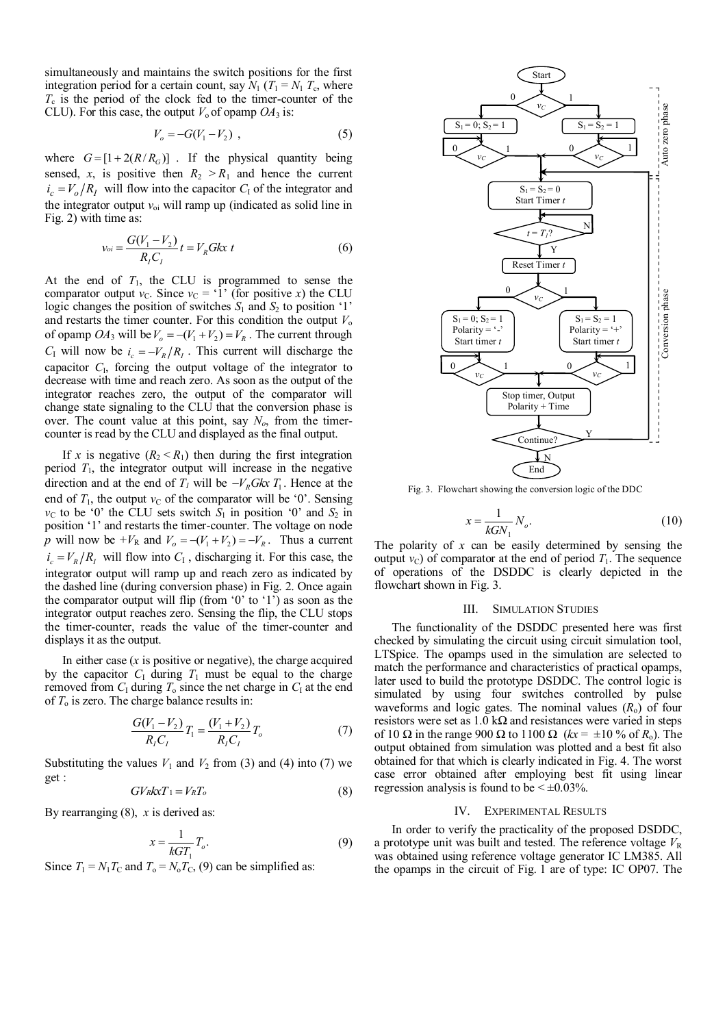simultaneously and maintains the switch positions for the first integration period for a certain count, say $N_1$ ($T_1 = N_1 T_c$, where $T_c$ is the period of the clock fed to the timer-counter of the CLU). For this case, the output $V_o$ of opamp $OA_3$ is:

$$V_o = -G(V_1 - V_2) \ , \tag{5}$$

where $G = [1 + 2(R/R_G)]$ . If the physical quantity being sensed, $x$, is positive then $R_2 > R_1$ and hence the current $i_c = V_o / R_I$ will flow into the capacitor $C_I$ of the integrator and the integrator output $v_{oi}$ will ramp up (indicated as solid line in Fig. 2) with time as:

$$v_{oi} = \frac{G(V_1 - V_2)}{R_I C_I} t = V_R G k x \ t \tag{6}$$

At the end of $T_1$, the CLU is programmed to sense the comparator output $v_C$. Since $v_C$ = '1' (for positive $x$) the CLU logic changes the position of switches $S_1$ and $S_2$ to position '1' and restarts the timer counter. For this condition the output $V_o$ of opamp $OA_3$ will be $V_o = -(V_1 + V_2) = V_R$. The current through $C_I$ will now be $i_c = -V_R / R_I$. This current will discharge the capacitor $C_I$, forcing the output voltage of the integrator to decrease with time and reach zero. As soon as the output of the integrator reaches zero, the output of the comparator will change state signaling to the CLU that the conversion phase is over. The count value at this point, say $N_o$, from the timer-counter is read by the CLU and displayed as the final output.

If $x$ is negative ($R_2 < R_1$) then during the first integration period $T_1$, the integrator output will increase in the negative direction and at the end of $T_I$ will be $-V_R G k x \ T_1$. Hence at the end of $T_1$, the output $v_C$ of the comparator will be '0'. Sensing $v_C$ to be '0' the CLU sets switch $S_1$ in position '0' and $S_2$ in position '1' and restarts the timer-counter. The voltage on node $p$ will now be $+V_R$ and $V_o = -(V_1 + V_2) = -V_R$. Thus a current $i_c = V_R / R_I$ will flow into $C_I$, discharging it. For this case, the integrator output will ramp up and reach zero as indicated by the dashed line (during conversion phase) in Fig. 2. Once again the comparator output will flip (from '0' to '1') as soon as the integrator output reaches zero. Sensing the flip, the CLU stops the timer-counter, reads the value of the timer-counter and displays it as the output.

In either case ($x$ is positive or negative), the charge acquired by the capacitor $C_I$ during $T_1$ must be equal to the charge removed from $C_I$ during $T_o$ since the net charge in $C_I$ at the end of $T_o$ is zero. The charge balance results in:

$$\frac{G(V_1 - V_2)}{R_I C_I} T_1 = \frac{(V_1 + V_2)}{R_I C_I} T_o \tag{7}$$

Substituting the values $V_1$ and $V_2$ from (3) and (4) into (7) we get :

$$G V_R k x T_1 = V_R T_o \tag{8}$$

By rearranging (8), $x$ is derived as:

$$x = \frac{1}{k G T_1} T_o. \tag{9}$$

Since $T_1 = N_1 T_C$ and $T_o = N_o T_C$, (9) can be simplified as:

Start
$v_C$
0 1
$S_1 = 0; S_2 = 1$
$S_1 = S_2 = 1$
0 1 0 1
$v_C$ $v_C$
$S_1 = S_2 = 0$
Start Timer $t$
$t = T_I$?
N
Y
Reset Timer $t$
0 1
$v_C$
$S_1 = 0; S_2 = 1$
Polarity = '-'
Start timer $t$
$S_1 = S_2 = 1$
Polarity = '+'
Start timer $t$
0 1 0 1
$v_C$ $v_C$
Stop timer, Output
Polarity + Time
Continue?
Y
N
End
Auto zero phase
Conversion phase

Fig. 3. Flowchart showing the conversion logic of the DDC

$$x = \frac{1}{k G N_1} N_o. \tag{10}$$

The polarity of $x$ can be easily determined by sensing the output $v_C$) of comparator at the end of period $T_1$. The sequence of operations of the DSDDC is clearly depicted in the flowchart shown in Fig. 3.

## III. Simulation Studies

The functionality of the DSDDC presented here was first checked by simulating the circuit using circuit simulation tool, LTSpice. The opamps used in the simulation are selected to match the performance and characteristics of practical opamps, later used to build the prototype DSDDC. The control logic is simulated by using four switches controlled by pulse waveforms and logic gates. The nominal values ($R_o$) of four resistors were set as 1.0 kΩ and resistances were varied in steps of 10 Ω in the range 900 Ω to 1100 Ω ($kx$ = ±10 % of $R_o$). The output obtained from simulation was plotted and a best fit also obtained for that which is clearly indicated in Fig. 4. The worst case error obtained after employing best fit using linear regression analysis is found to be < ±0.03%.

## IV. Experimental Results

In order to verify the practicality of the proposed DSDDC, a prototype unit was built and tested. The reference voltage $V_R$ was obtained using reference voltage generator IC LM385. All the opamps in the circuit of Fig. 1 are of type: IC OP07. The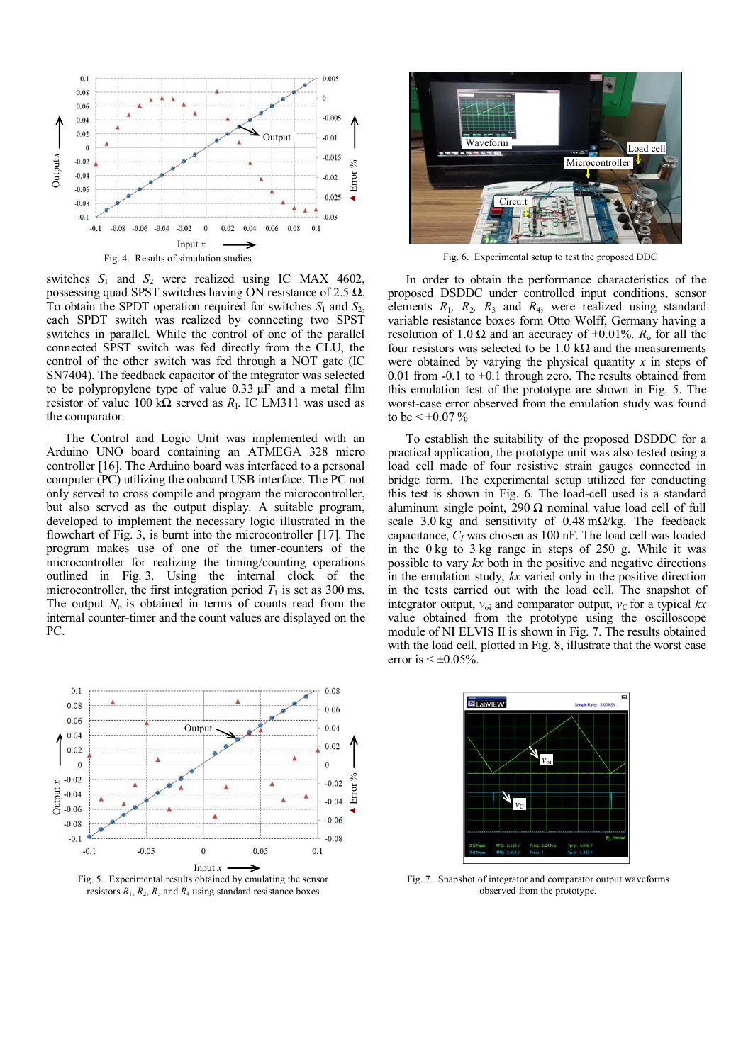0.1
0.08
0.06
0.04
0.02
0
-0.02
-0.04
-0.06
-0.08
-0.1
Output $x$
Output
0.005
0
-0.005
-0.01
-0.015
-0.02
-0.025
-0.03
Error %
-0.1 -0.08 -0.06 -0.04 -0.02 0 0.02 0.04 0.06 0.08 0.1
Input $x$

Fig. 4. Results of simulation studies

switches $S_1$ and $S_2$ were realized using IC MAX 4602, possessing quad SPST switches having ON resistance of 2.5 Ω. To obtain the SPDT operation required for switches $S_1$ and $S_2$, each SPDT switch was realized by connecting two SPST switches in parallel. While the control of one of the parallel connected SPST switch was fed directly from the CLU, the control of the other switch was fed through a NOT gate (IC SN7404). The feedback capacitor of the integrator was selected to be polypropylene type of value 0.33 µF and a metal film resistor of value 100 kΩ served as $R_1$. IC LM311 was used as the comparator.

The Control and Logic Unit was implemented with an Arduino UNO board containing an ATMEGA 328 micro controller [16]. The Arduino board was interfaced to a personal computer (PC) utilizing the onboard USB interface. The PC not only served to cross compile and program the microcontroller, but also served as the output display. A suitable program, developed to implement the necessary logic illustrated in the flowchart of Fig. 3, is burnt into the microcontroller [17]. The program makes use of one of the timer-counters of the microcontroller for realizing the timing/counting operations outlined in Fig. 3. Using the internal clock of the microcontroller, the first integration period $T_1$ is set as 300 ms. The output $N_o$ is obtained in terms of counts read from the internal counter-timer and the count values are displayed on the PC.

Waveform
Load cell
Microcontroller
Circuit

Fig. 6. Experimental setup to test the proposed DDC

In order to obtain the performance characteristics of the proposed DSDDC under controlled input conditions, sensor elements $R_1$, $R_2$, $R_3$ and $R_4$, were realized using standard variable resistance boxes form Otto Wolff, Germany having a resolution of 1.0 Ω and an accuracy of ±0.01%. $R_o$ for all the four resistors was selected to be 1.0 kΩ and the measurements were obtained by varying the physical quantity $x$ in steps of 0.01 from -0.1 to +0.1 through zero. The results obtained from this emulation test of the prototype are shown in Fig. 5. The worst-case error observed from the emulation study was found to be < ±0.07 %

To establish the suitability of the proposed DSDDC for a practical application, the prototype unit was also tested using a load cell made of four resistive strain gauges connected in bridge form. The experimental setup utilized for conducting this test is shown in Fig. 6. The load-cell used is a standard aluminum single point, 290 Ω nominal value load cell of full scale 3.0 kg and sensitivity of 0.48 mΩ/kg. The feedback capacitance, $C_I$ was chosen as 100 nF. The load cell was loaded in the 0 kg to 3 kg range in steps of 250 g. While it was possible to vary $kx$ both in the positive and negative directions in the emulation study, $kx$ varied only in the positive direction in the tests carried out with the load cell. The snapshot of integrator output, $v_{oi}$ and comparator output, $v_C$ for a typical $kx$ value obtained from the prototype using the oscilloscope module of NI ELVIS II is shown in Fig. 7. The results obtained with the load cell, plotted in Fig. 8, illustrate that the worst case error is < ±0.05%.

0.1
0.08
0.06
0.04
0.02
0
-0.02
-0.04
-0.06
-0.08
-0.1
Output $x$
Output
0.08
0.06
0.04
0.02
0
-0.02
-0.04
-0.06
-0.08
Error %
-0.1 -0.05 0 0.05 0.1
Input $x$

Fig. 5. Experimental results obtained by emulating the sensor resistors $R_1$, $R_2$, $R_3$ and $R_4$ using standard resistance boxes

LabVIEW
$v_{oi}$
$v_C$

Fig. 7. Snapshot of integrator and comparator output waveforms observed from the prototype.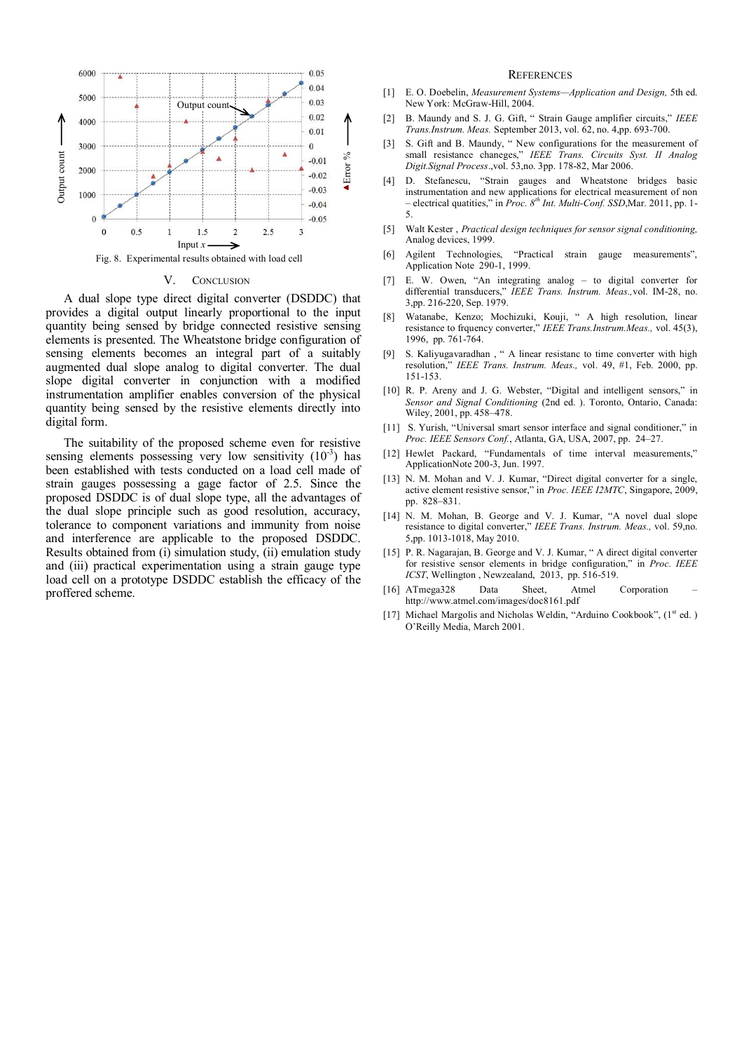6000
5000
4000
3000
2000
1000
0

0.05
0.04
0.03
0.02
0.01
0
-0.01
-0.02
-0.03
-0.04
-0.05

0 0.5 1 1.5 2 2.5 3

Output count

Output count

Error %

Input $x$

Fig. 8. Experimental results obtained with load cell

## V. Conclusion

A dual slope type direct digital converter (DSDDC) that provides a digital output linearly proportional to the input quantity being sensed by bridge connected resistive sensing elements is presented. The Wheatstone bridge configuration of sensing elements becomes an integral part of a suitably augmented dual slope analog to digital converter. The dual slope digital converter in conjunction with a modified instrumentation amplifier enables conversion of the physical quantity being sensed by the resistive elements directly into digital form.

The suitability of the proposed scheme even for resistive sensing elements possessing very low sensitivity ($10^{-3}$) has been established with tests conducted on a load cell made of strain gauges possessing a gage factor of 2.5. Since the proposed DSDDC is of dual slope type, all the advantages of the dual slope principle such as good resolution, accuracy, tolerance to component variations and immunity from noise and interference are applicable to the proposed DSDDC. Results obtained from (i) simulation study, (ii) emulation study and (iii) practical experimentation using a strain gauge type load cell on a prototype DSDDC establish the efficacy of the proffered scheme.

## References

[1] E. O. Doebelin, *Measurement Systems—Application and Design,* 5th ed. New York: McGraw-Hill, 2004.

[2] B. Maundy and S. J. G. Gift, " Strain Gauge amplifier circuits," *IEEE Trans.Instrum. Meas.* September 2013, vol. 62, no. 4,pp. 693-700.

[3] S. Gift and B. Maundy, " New configurations for the measurement of small resistance chaneges," *IEEE Trans. Circuits Syst. II Analog Digit.Signal Process*.,vol. 53,no. 3pp. 178-82, Mar 2006.

[4] D. Stefanescu, "Strain gauges and Wheatstone bridges basic instrumentation and new applications for electrical measurement of non – electrical quatities," in *Proc. 8th Int. Multi-Conf. SSD*,Mar. 2011, pp. 1-5.

[5] Walt Kester , *Practical design techniques for sensor signal conditioning,* Analog devices, 1999.

[6] Agilent Technologies, "Practical strain gauge measurements", Application Note 290-1, 1999.

[7] E. W. Owen, "An integrating analog – to digital converter for differential transducers," *IEEE Trans. Instrum. Meas.*,vol. IM-28, no. 3,pp. 216-220, Sep. 1979.

[8] Watanabe, Kenzo; Mochizuki, Kouji, " A high resolution, linear resistance to frquency converter," *IEEE Trans.Instrum.Meas.,* vol. 45(3), 1996, pp. 761-764.

[9] S. Kaliyugavaradhan , " A linear resistanc to time converter with high resolution," *IEEE Trans. Instrum. Meas.,* vol. 49, #1, Feb. 2000, pp. 151-153.

[10] R. P. Areny and J. G. Webster, "Digital and intelligent sensors," in *Sensor and Signal Conditioning* (2nd ed. ). Toronto, Ontario, Canada: Wiley, 2001, pp. 458–478.

[11] S. Yurish, "Universal smart sensor interface and signal conditioner," in *Proc. IEEE Sensors Conf.*, Atlanta, GA, USA, 2007, pp. 24–27.

[12] Hewlet Packard, "Fundamentals of time interval measurements," ApplicationNote 200-3, Jun. 1997.

[13] N. M. Mohan and V. J. Kumar, "Direct digital converter for a single, active element resistive sensor," in *Proc. IEEE I2MTC*, Singapore, 2009, pp. 828–831.

[14] N. M. Mohan, B. George and V. J. Kumar, "A novel dual slope resistance to digital converter," *IEEE Trans. Instrum. Meas.,* vol. 59,no. 5,pp. 1013-1018, May 2010.

[15] P. R. Nagarajan, B. George and V. J. Kumar, " A direct digital converter for resistive sensor elements in bridge configuration," in *Proc. IEEE ICST*, Wellington , Newzealand, 2013, pp. 516-519.

[16] ATmega328 Data Sheet, Atmel Corporation – http://www.atmel.com/images/doc8161.pdf

[17] Michael Margolis and Nicholas Weldin, "Arduino Cookbook", (1st ed. ) O'Reilly Media, March 2001.